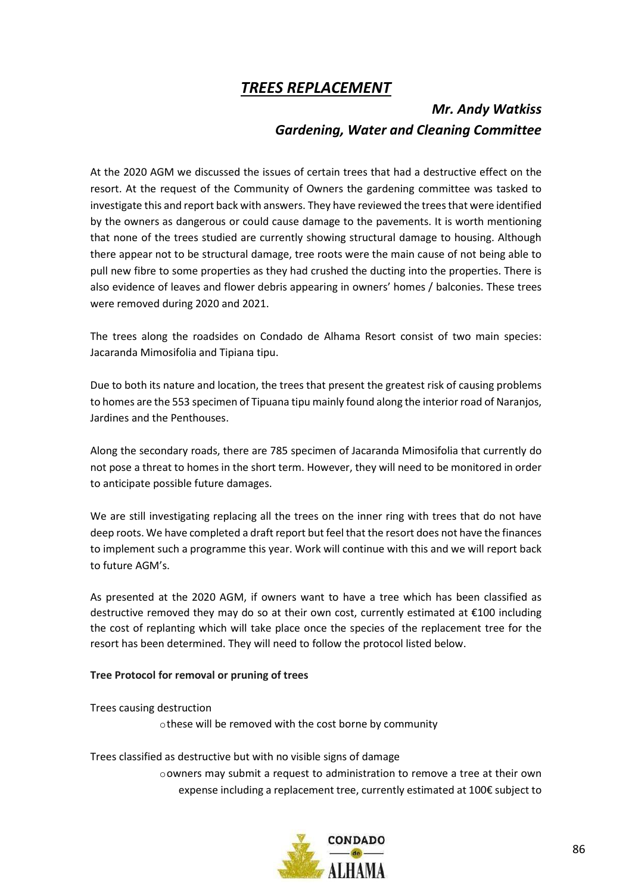# *TREES REPLACEMENT*

### *Mr. Andy Watkiss*
### *Gardening, Water and Cleaning Committee*

At the 2020 AGM we discussed the issues of certain trees that had a destructive effect on the resort. At the request of the Community of Owners the gardening committee was tasked to investigate this and report back with answers. They have reviewed the trees that were identified by the owners as dangerous or could cause damage to the pavements. It is worth mentioning that none of the trees studied are currently showing structural damage to housing. Although there appear not to be structural damage, tree roots were the main cause of not being able to pull new fibre to some properties as they had crushed the ducting into the properties. There is also evidence of leaves and flower debris appearing in owners' homes / balconies. These trees were removed during 2020 and 2021.

The trees along the roadsides on Condado de Alhama Resort consist of two main species: Jacaranda Mimosifolia and Tipiana tipu.

Due to both its nature and location, the trees that present the greatest risk of causing problems to homes are the 553 specimen of Tipuana tipu mainly found along the interior road of Naranjos, Jardines and the Penthouses.

Along the secondary roads, there are 785 specimen of Jacaranda Mimosifolia that currently do not pose a threat to homes in the short term. However, they will need to be monitored in order to anticipate possible future damages.

We are still investigating replacing all the trees on the inner ring with trees that do not have deep roots. We have completed a draft report but feel that the resort does not have the finances to implement such a programme this year. Work will continue with this and we will report back to future AGM's.

As presented at the 2020 AGM, if owners want to have a tree which has been classified as destructive removed they may do so at their own cost, currently estimated at €100 including the cost of replanting which will take place once the species of the replacement tree for the resort has been determined. They will need to follow the protocol listed below.

**Tree Protocol for removal or pruning of trees**

Trees causing destruction

- these will be removed with the cost borne by community

Trees classified as destructive but with no visible signs of damage

- owners may submit a request to administration to remove a tree at their own expense including a replacement tree, currently estimated at 100€ subject to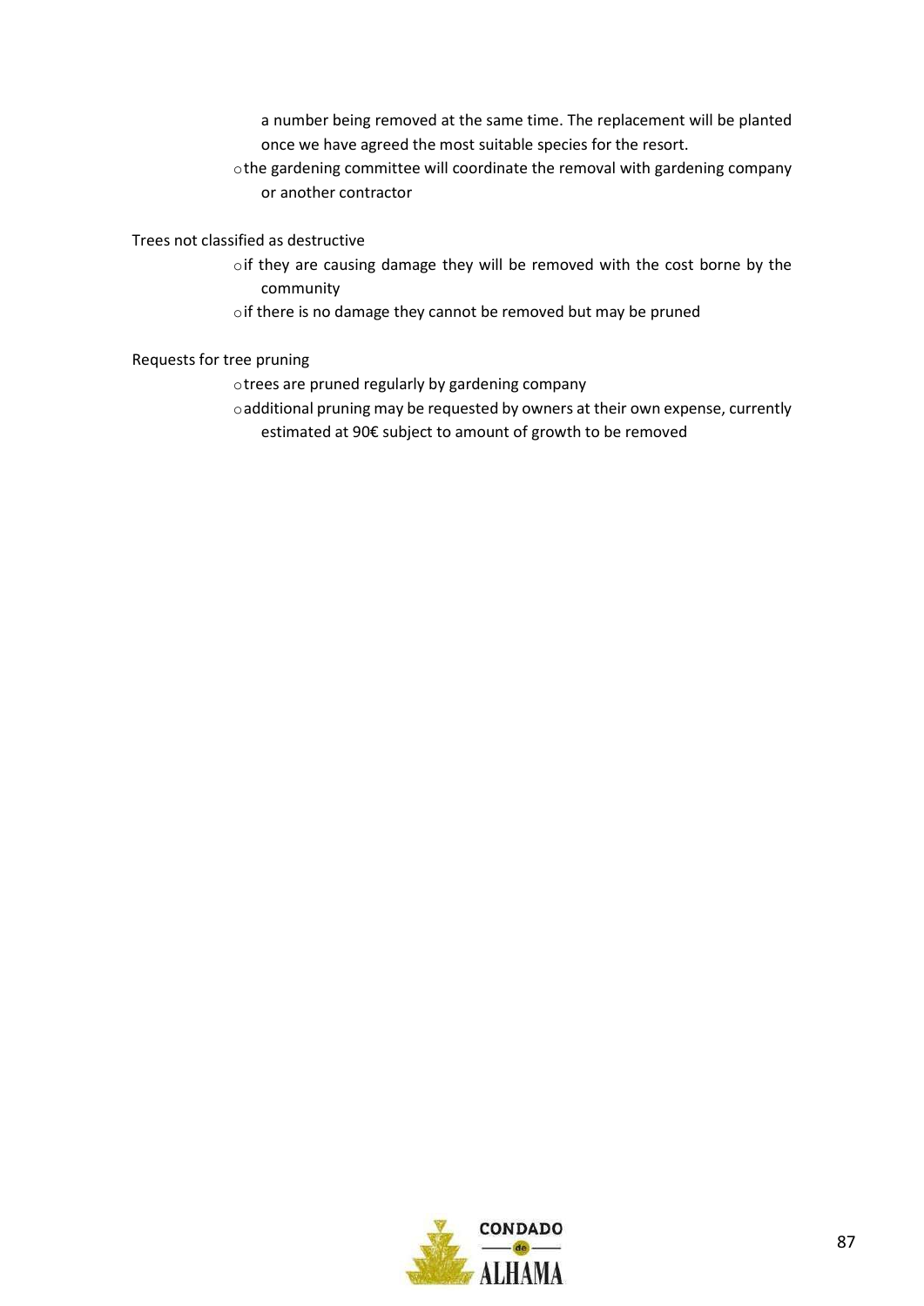a number being removed at the same time. The replacement will be planted once we have agreed the most suitable species for the resort.

- the gardening committee will coordinate the removal with gardening company or another contractor

Trees not classified as destructive

- if they are causing damage they will be removed with the cost borne by the community
- if there is no damage they cannot be removed but may be pruned

Requests for tree pruning

- trees are pruned regularly by gardening company
- additional pruning may be requested by owners at their own expense, currently estimated at 90€ subject to amount of growth to be removed